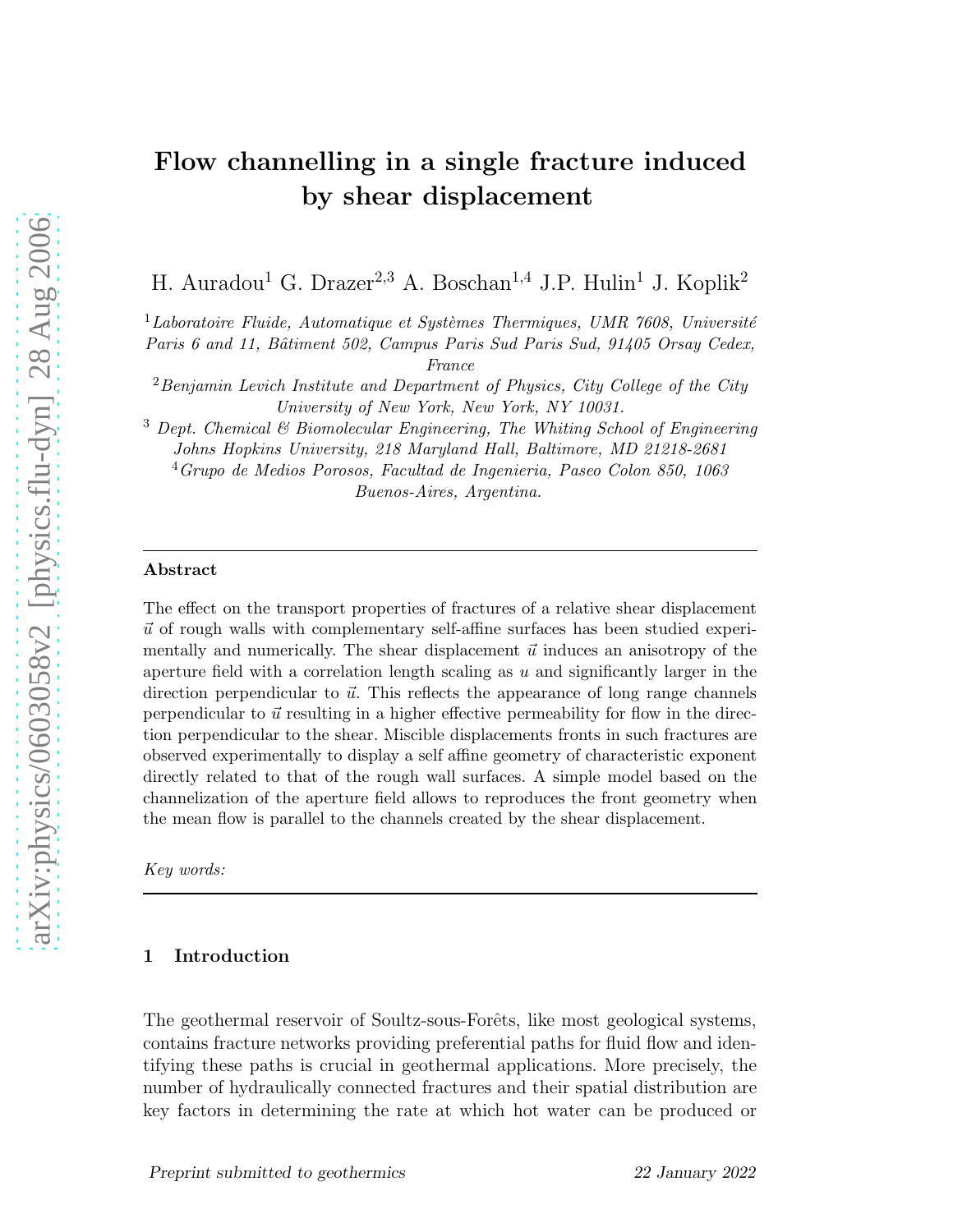# Flow channelling in a single fracture induced by shear displacement

H. Auradou[1] G. Drazer[2,3] A. Boschan[1,4] J.P. Hulin[1] J. Koplik[2]

[1] *Laboratoire Fluide, Automatique et Systèmes Thermiques, UMR 7608, Université Paris 6 and 11, Bâtiment 502, Campus Paris Sud Paris Sud, 91405 Orsay Cedex, France*

[2] *Benjamin Levich Institute and Department of Physics, City College of the City University of New York, New York, NY 10031.*

[3] *Dept. Chemical & Biomolecular Engineering, The Whiting School of Engineering Johns Hopkins University, 218 Maryland Hall, Baltimore, MD 21218-2681*

[4] *Grupo de Medios Porosos, Facultad de Ingenieria, Paseo Colon 850, 1063 Buenos-Aires, Argentina.*

---

**Abstract**

The effect on the transport properties of fractures of a relative shear displacement $\vec{u}$ of rough walls with complementary self-affine surfaces has been studied experimentally and numerically. The shear displacement $\vec{u}$ induces an anisotropy of the aperture field with a correlation length scaling as $u$ and significantly larger in the direction perpendicular to $\vec{u}$. This reflects the appearance of long range channels perpendicular to $\vec{u}$ resulting in a higher effective permeability for flow in the direction perpendicular to the shear. Miscible displacements fronts in such fractures are observed experimentally to display a self affine geometry of characteristic exponent directly related to that of the rough wall surfaces. A simple model based on the channelization of the aperture field allows to reproduces the front geometry when the mean flow is parallel to the channels created by the shear displacement.

*Key words:*

---

## 1 Introduction

The geothermal reservoir of Soultz-sous-Forêts, like most geological systems, contains fracture networks providing preferential paths for fluid flow and identifying these paths is crucial in geothermal applications. More precisely, the number of hydraulically connected fractures and their spatial distribution are key factors in determining the rate at which hot water can be produced or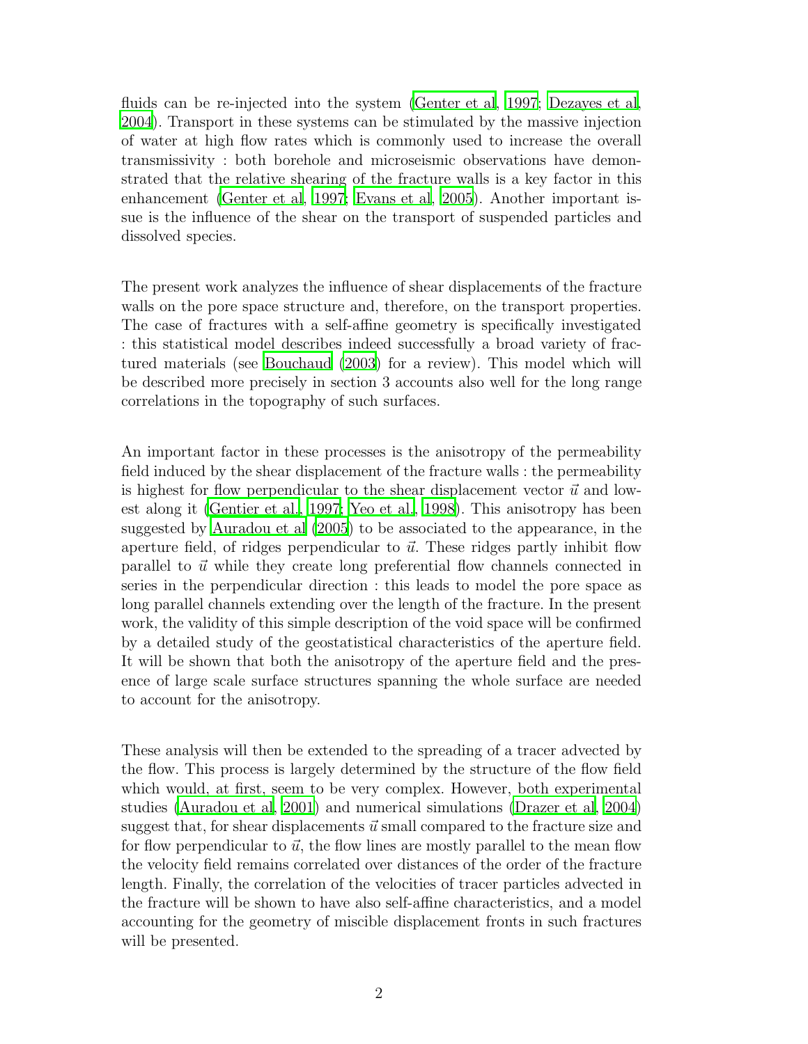fluids can be re-injected into the system (Genter et al, 1997; Dezayes et al, 2004). Transport in these systems can be stimulated by the massive injection of water at high flow rates which is commonly used to increase the overall transmissivity : both borehole and microseismic observations have demonstrated that the relative shearing of the fracture walls is a key factor in this enhancement (Genter et al, 1997; Evans et al, 2005). Another important issue is the influence of the shear on the transport of suspended particles and dissolved species.

The present work analyzes the influence of shear displacements of the fracture walls on the pore space structure and, therefore, on the transport properties. The case of fractures with a self-affine geometry is specifically investigated : this statistical model describes indeed successfully a broad variety of fractured materials (see Bouchaud (2003) for a review). This model which will be described more precisely in section 3 accounts also well for the long range correlations in the topography of such surfaces.

An important factor in these processes is the anisotropy of the permeability field induced by the shear displacement of the fracture walls : the permeability is highest for flow perpendicular to the shear displacement vector $\vec{u}$ and lowest along it (Gentier et al., 1997; Yeo et al., 1998). This anisotropy has been suggested by Auradou et al (2005) to be associated to the appearance, in the aperture field, of ridges perpendicular to $\vec{u}$. These ridges partly inhibit flow parallel to $\vec{u}$ while they create long preferential flow channels connected in series in the perpendicular direction : this leads to model the pore space as long parallel channels extending over the length of the fracture. In the present work, the validity of this simple description of the void space will be confirmed by a detailed study of the geostatistical characteristics of the aperture field. It will be shown that both the anisotropy of the aperture field and the presence of large scale surface structures spanning the whole surface are needed to account for the anisotropy.

These analysis will then be extended to the spreading of a tracer advected by the flow. This process is largely determined by the structure of the flow field which would, at first, seem to be very complex. However, both experimental studies (Auradou et al, 2001) and numerical simulations (Drazer et al, 2004) suggest that, for shear displacements $\vec{u}$ small compared to the fracture size and for flow perpendicular to $\vec{u}$, the flow lines are mostly parallel to the mean flow the velocity field remains correlated over distances of the order of the fracture length. Finally, the correlation of the velocities of tracer particles advected in the fracture will be shown to have also self-affine characteristics, and a model accounting for the geometry of miscible displacement fronts in such fractures will be presented.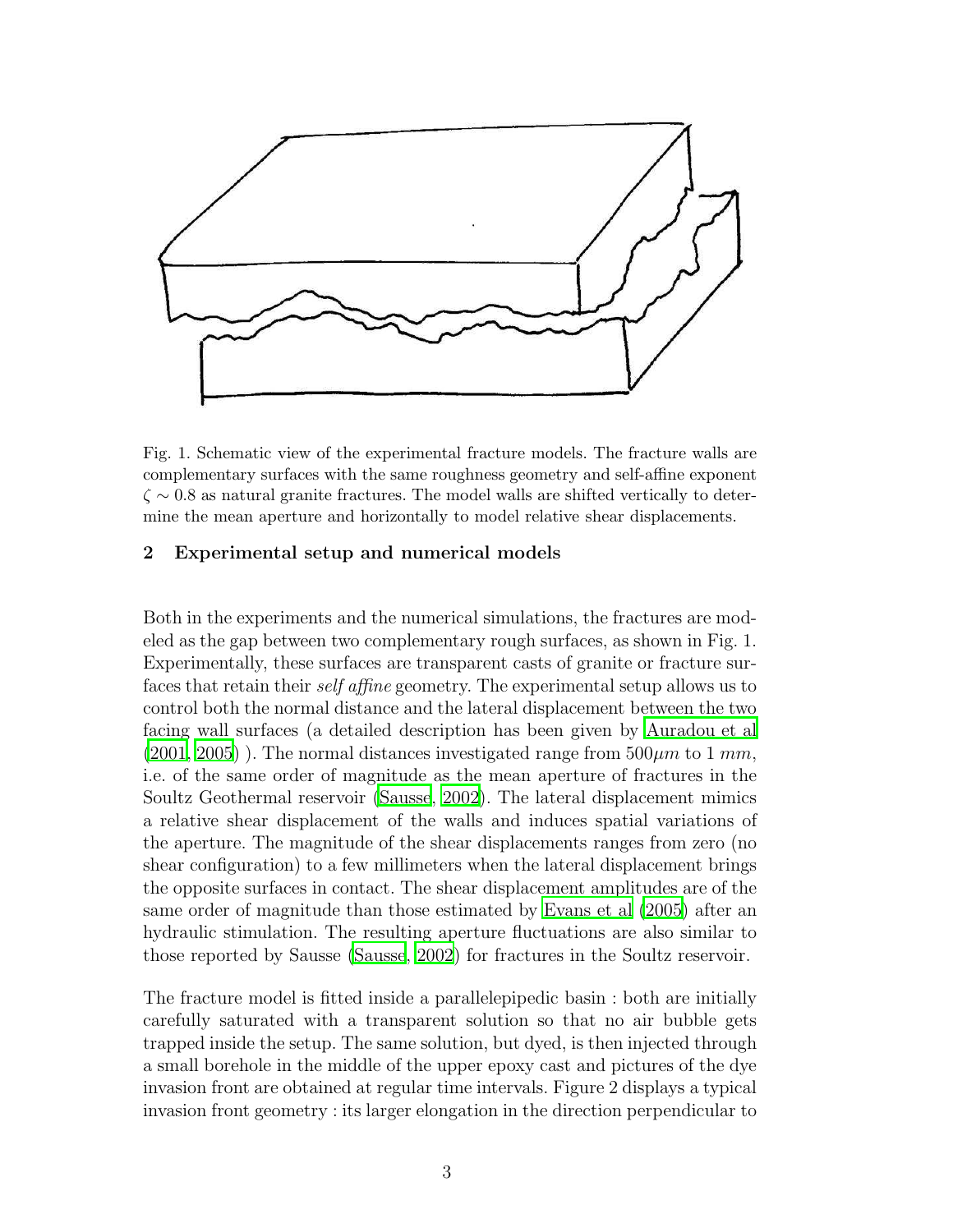Fig. 1. Schematic view of the experimental fracture models. The fracture walls are complementary surfaces with the same roughness geometry and self-affine exponent $\zeta \sim 0.8$ as natural granite fractures. The model walls are shifted vertically to determine the mean aperture and horizontally to model relative shear displacements.

## 2 Experimental setup and numerical models

Both in the experiments and the numerical simulations, the fractures are modeled as the gap between two complementary rough surfaces, as shown in Fig. 1. Experimentally, these surfaces are transparent casts of granite or fracture surfaces that retain their *self affine* geometry. The experimental setup allows us to control both the normal distance and the lateral displacement between the two facing wall surfaces (a detailed description has been given by Auradou et al (2001, 2005) ). The normal distances investigated range from $500\mu m$ to 1 $mm$, i.e. of the same order of magnitude as the mean aperture of fractures in the Soultz Geothermal reservoir (Sausse, 2002). The lateral displacement mimics a relative shear displacement of the walls and induces spatial variations of the aperture. The magnitude of the shear displacements ranges from zero (no shear configuration) to a few millimeters when the lateral displacement brings the opposite surfaces in contact. The shear displacement amplitudes are of the same order of magnitude than those estimated by Evans et al (2005) after an hydraulic stimulation. The resulting aperture fluctuations are also similar to those reported by Sausse (Sausse, 2002) for fractures in the Soultz reservoir.

The fracture model is fitted inside a parallelepipedic basin : both are initially carefully saturated with a transparent solution so that no air bubble gets trapped inside the setup. The same solution, but dyed, is then injected through a small borehole in the middle of the upper epoxy cast and pictures of the dye invasion front are obtained at regular time intervals. Figure 2 displays a typical invasion front geometry : its larger elongation in the direction perpendicular to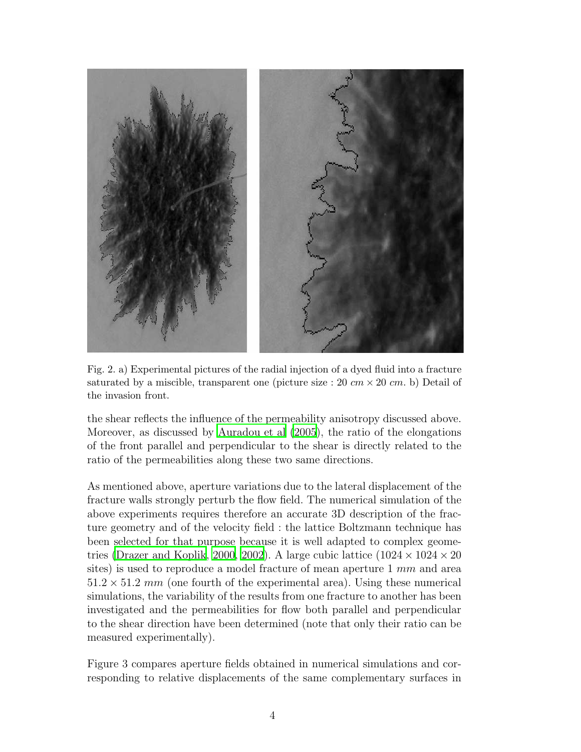Fig. 2. a) Experimental pictures of the radial injection of a dyed fluid into a fracture saturated by a miscible, transparent one (picture size : 20 $cm \times 20$ $cm$. b) Detail of the invasion front.

the shear reflects the influence of the permeability anisotropy discussed above. Moreover, as discussed by Auradou et al (2005), the ratio of the elongations of the front parallel and perpendicular to the shear is directly related to the ratio of the permeabilities along these two same directions.

As mentioned above, aperture variations due to the lateral displacement of the fracture walls strongly perturb the flow field. The numerical simulation of the above experiments requires therefore an accurate 3D description of the fracture geometry and of the velocity field : the lattice Boltzmann technique has been selected for that purpose because it is well adapted to complex geometries (Drazer and Koplik, 2000, 2002). A large cubic lattice ($1024 \times 1024 \times 20$ sites) is used to reproduce a model fracture of mean aperture 1 $mm$ and area $51.2 \times 51.2$ $mm$ (one fourth of the experimental area). Using these numerical simulations, the variability of the results from one fracture to another has been investigated and the permeabilities for flow both parallel and perpendicular to the shear direction have been determined (note that only their ratio can be measured experimentally).

Figure 3 compares aperture fields obtained in numerical simulations and corresponding to relative displacements of the same complementary surfaces in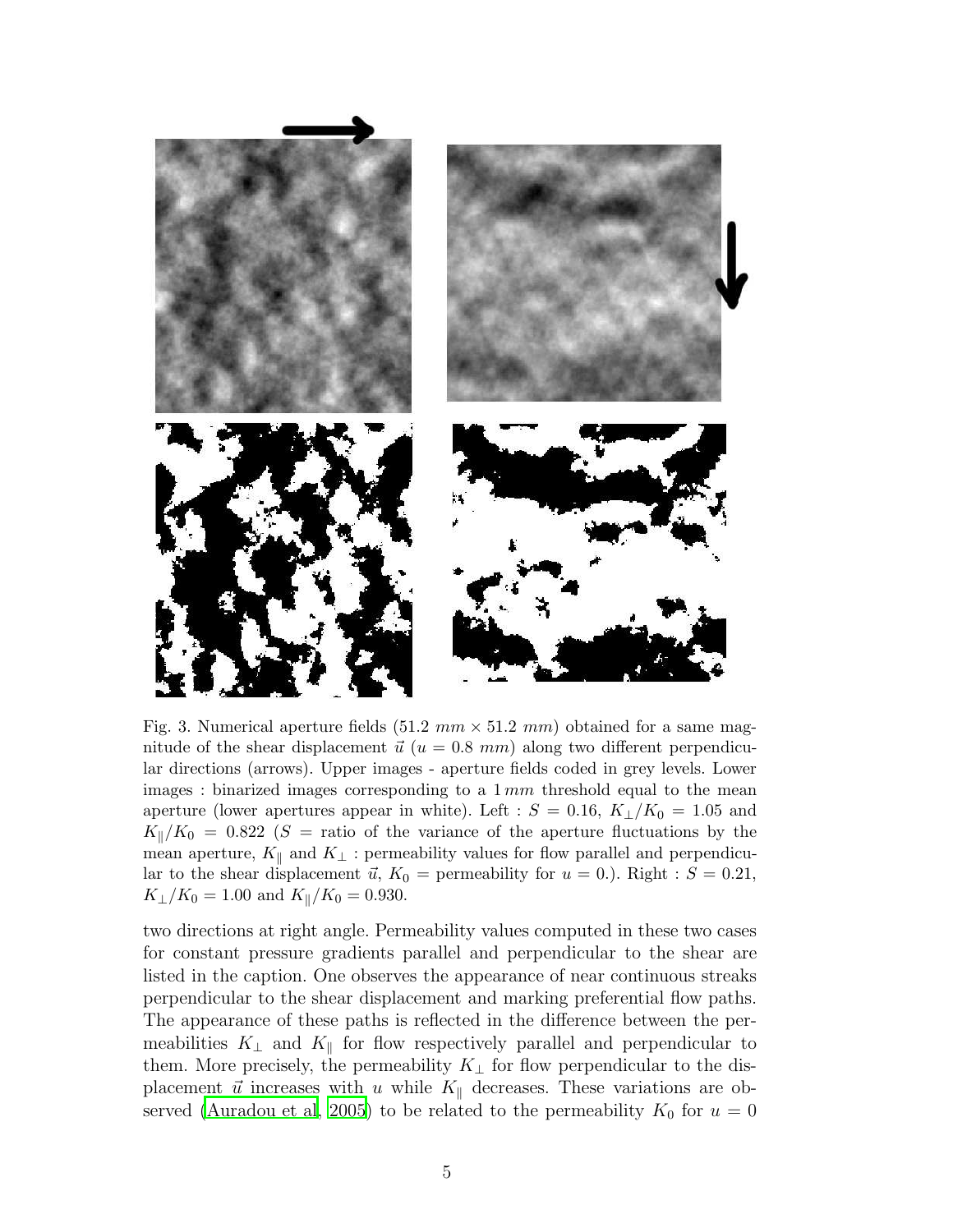Fig. 3. Numerical aperture fields ($51.2\ mm \times 51.2\ mm$) obtained for a same magnitude of the shear displacement $\vec{u}$ ($u = 0.8\ mm$) along two different perpendicular directions (arrows). Upper images - aperture fields coded in grey levels. Lower images : binarized images corresponding to a $1\,mm$ threshold equal to the mean aperture (lower apertures appear in white). Left : $S = 0.16$, $K_\perp/K_0 = 1.05$ and $K_\parallel/K_0 = 0.822$ ($S$ = ratio of the variance of the aperture fluctuations by the mean aperture, $K_\parallel$ and $K_\perp$ : permeability values for flow parallel and perpendicular to the shear displacement $\vec{u}$, $K_0$ = permeability for $u = 0$.). Right : $S = 0.21$, $K_\perp/K_0 = 1.00$ and $K_\parallel/K_0 = 0.930$.

two directions at right angle. Permeability values computed in these two cases for constant pressure gradients parallel and perpendicular to the shear are listed in the caption. One observes the appearance of near continuous streaks perpendicular to the shear displacement and marking preferential flow paths. The appearance of these paths is reflected in the difference between the permeabilities $K_\perp$ and $K_\parallel$ for flow respectively parallel and perpendicular to them. More precisely, the permeability $K_\perp$ for flow perpendicular to the displacement $\vec{u}$ increases with $u$ while $K_\parallel$ decreases. These variations are observed (Auradou et al, 2005) to be related to the permeability $K_0$ for $u = 0$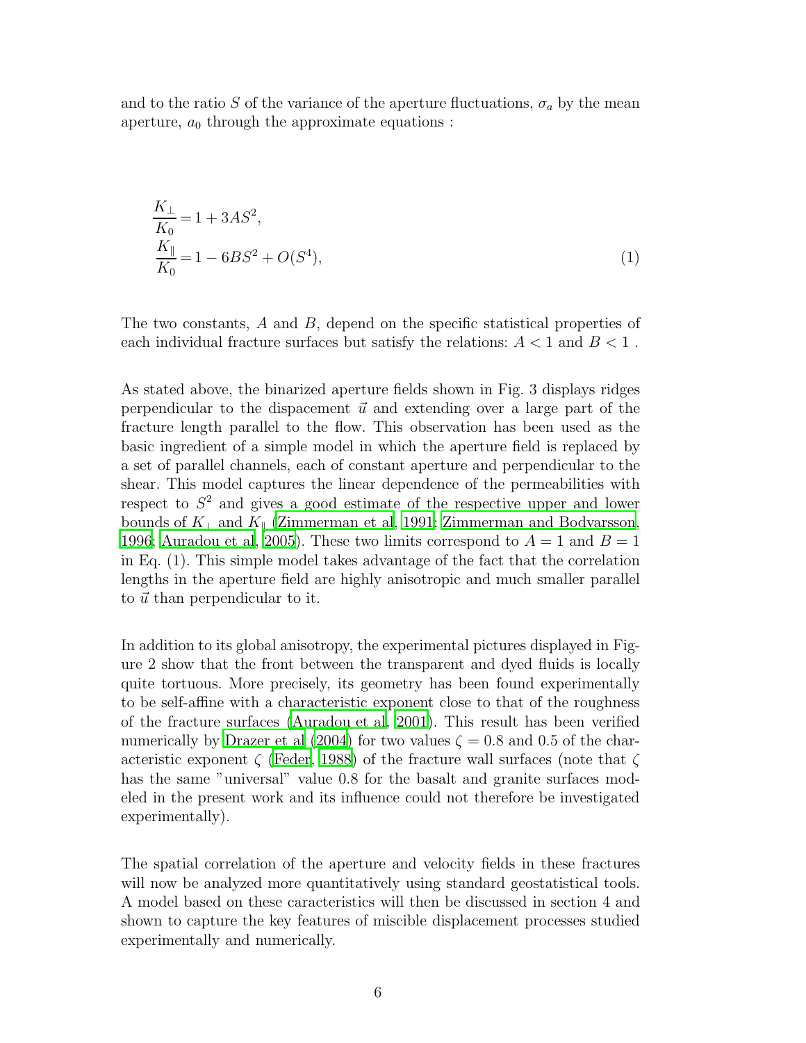and to the ratio $S$ of the variance of the aperture fluctuations, $\sigma_a$ by the mean aperture, $a_0$ through the approximate equations :

$$
\begin{aligned}
\frac{K_\perp}{K_0} &= 1 + 3AS^2, \\
\frac{K_\parallel}{K_0} &= 1 - 6BS^2 + O(S^4),
\end{aligned}
\tag{1}
$$

The two constants, $A$ and $B$, depend on the specific statistical properties of each individual fracture surfaces but satisfy the relations: $A < 1$ and $B < 1$ .

As stated above, the binarized aperture fields shown in Fig. 3 displays ridges perpendicular to the dispacement $\vec{u}$ and extending over a large part of the fracture length parallel to the flow. This observation has been used as the basic ingredient of a simple model in which the aperture field is replaced by a set of parallel channels, each of constant aperture and perpendicular to the shear. This model captures the linear dependence of the permeabilities with respect to $S^2$ and gives a good estimate of the respective upper and lower bounds of $K_\perp$ and $K_\parallel$ (Zimmerman et al, 1991; Zimmerman and Bodvarsson, 1996; Auradou et al, 2005). These two limits correspond to $A = 1$ and $B = 1$ in Eq. (1). This simple model takes advantage of the fact that the correlation lengths in the aperture field are highly anisotropic and much smaller parallel to $\vec{u}$ than perpendicular to it.

In addition to its global anisotropy, the experimental pictures displayed in Figure 2 show that the front between the transparent and dyed fluids is locally quite tortuous. More precisely, its geometry has been found experimentally to be self-affine with a characteristic exponent close to that of the roughness of the fracture surfaces (Auradou et al, 2001). This result has been verified numerically by Drazer et al (2004) for two values $\zeta = 0.8$ and 0.5 of the characteristic exponent $\zeta$ (Feder, 1988) of the fracture wall surfaces (note that $\zeta$ has the same "universal" value 0.8 for the basalt and granite surfaces modeled in the present work and its influence could not therefore be investigated experimentally).

The spatial correlation of the aperture and velocity fields in these fractures will now be analyzed more quantitatively using standard geostatistical tools. A model based on these caracteristics will then be discussed in section 4 and shown to capture the key features of miscible displacement processes studied experimentally and numerically.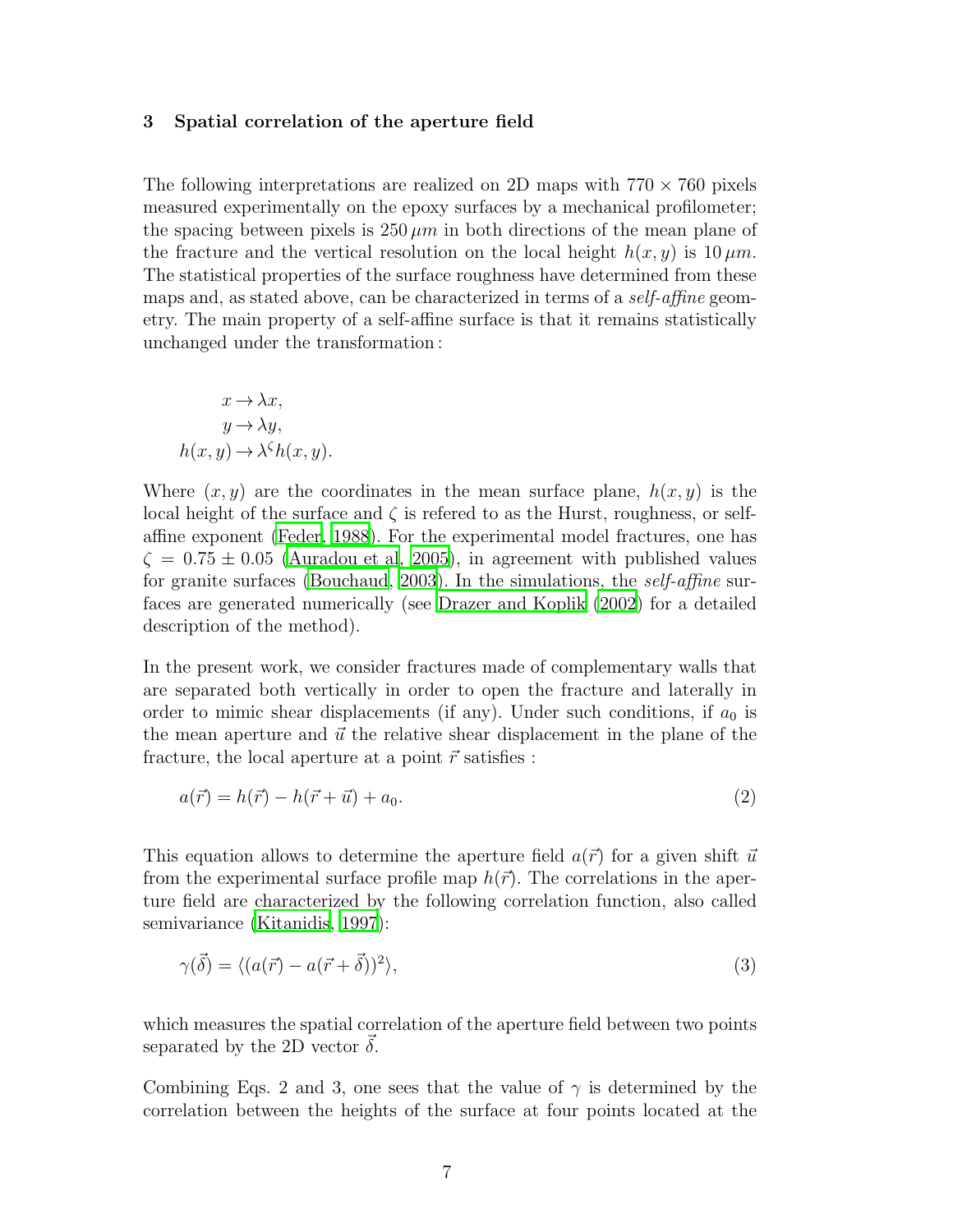## 3 Spatial correlation of the aperture field

The following interpretations are realized on 2D maps with $770 \times 760$ pixels measured experimentally on the epoxy surfaces by a mechanical profilometer; the spacing between pixels is $250\,\mu m$ in both directions of the mean plane of the fracture and the vertical resolution on the local height $h(x, y)$ is $10\,\mu m$. The statistical properties of the surface roughness have determined from these maps and, as stated above, can be characterized in terms of a *self-affine* geometry. The main property of a self-affine surface is that it remains statistically unchanged under the transformation :

$$
\begin{aligned}
x &\to \lambda x, \\
y &\to \lambda y, \\
h(x, y) &\to \lambda^{\zeta} h(x, y).
\end{aligned}
$$

Where $(x, y)$ are the coordinates in the mean surface plane, $h(x, y)$ is the local height of the surface and $\zeta$ is refered to as the Hurst, roughness, or self-affine exponent (Feder, 1988). For the experimental model fractures, one has $\zeta = 0.75 \pm 0.05$ (Auradou et al, 2005), in agreement with published values for granite surfaces (Bouchaud, 2003). In the simulations, the *self-affine* surfaces are generated numerically (see Drazer and Koplik (2002) for a detailed description of the method).

In the present work, we consider fractures made of complementary walls that are separated both vertically in order to open the fracture and laterally in order to mimic shear displacements (if any). Under such conditions, if $a_0$ is the mean aperture and $\vec{u}$ the relative shear displacement in the plane of the fracture, the local aperture at a point $\vec{r}$ satisfies :

$$
a(\vec{r}) = h(\vec{r}) - h(\vec{r} + \vec{u}) + a_0. \tag{2}
$$

This equation allows to determine the aperture field $a(\vec{r})$ for a given shift $\vec{u}$ from the experimental surface profile map $h(\vec{r})$. The correlations in the aperture field are characterized by the following correlation function, also called semivariance (Kitanidis, 1997):

$$
\gamma(\vec{\delta}) = \langle (a(\vec{r}) - a(\vec{r} + \vec{\delta}))^2 \rangle, \tag{3}
$$

which measures the spatial correlation of the aperture field between two points separated by the 2D vector $\vec{\delta}$.

Combining Eqs. 2 and 3, one sees that the value of $\gamma$ is determined by the correlation between the heights of the surface at four points located at the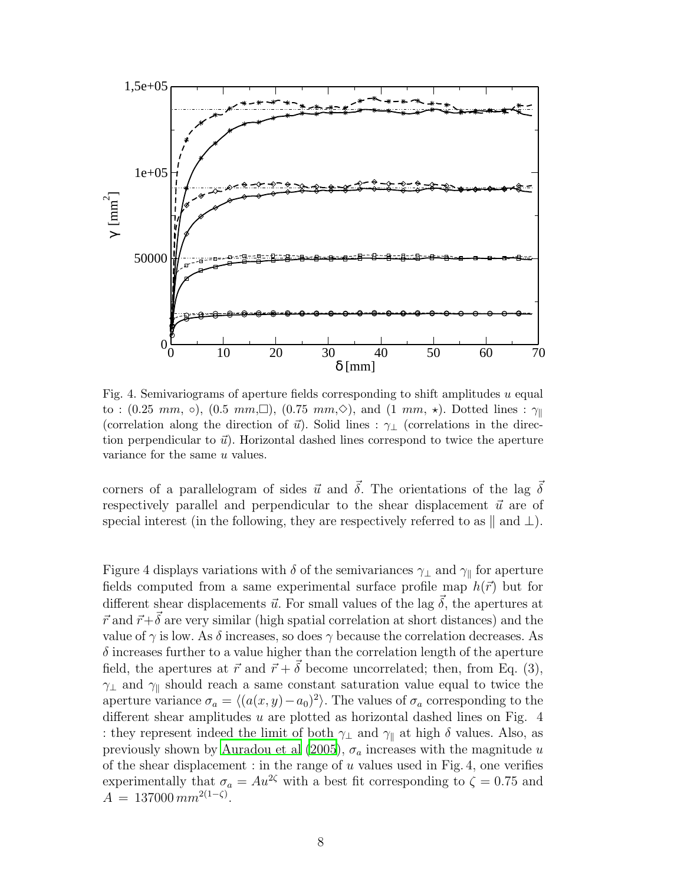Fig. 4. Semivariograms of aperture fields corresponding to shift amplitudes $u$ equal to : ($0.25\ mm$, $\circ$), ($0.5\ mm$, $\square$), ($0.75\ mm$, $\diamond$), and ($1\ mm$, $\star$). Dotted lines : $\gamma_{\parallel}$ (correlation along the direction of $\vec{u}$). Solid lines : $\gamma_{\perp}$ (correlations in the direction perpendicular to $\vec{u}$). Horizontal dashed lines correspond to twice the aperture variance for the same $u$ values.

corners of a parallelogram of sides $\vec{u}$ and $\vec{\delta}$. The orientations of the lag $\vec{\delta}$ respectively parallel and perpendicular to the shear displacement $\vec{u}$ are of special interest (in the following, they are respectively referred to as $\parallel$ and $\perp$).

Figure 4 displays variations with $\delta$ of the semivariances $\gamma_{\perp}$ and $\gamma_{\parallel}$ for aperture fields computed from a same experimental surface profile map $h(\vec{r})$ but for different shear displacements $\vec{u}$. For small values of the lag $\vec{\delta}$, the apertures at $\vec{r}$ and $\vec{r}+\vec{\delta}$ are very similar (high spatial correlation at short distances) and the value of $\gamma$ is low. As $\delta$ increases, so does $\gamma$ because the correlation decreases. As $\delta$ increases further to a value higher than the correlation length of the aperture field, the apertures at $\vec{r}$ and $\vec{r}+\vec{\delta}$ become uncorrelated; then, from Eq. (3), $\gamma_{\perp}$ and $\gamma_{\parallel}$ should reach a same constant saturation value equal to twice the aperture variance $\sigma_a = \langle (a(x,y) - a_0)^2 \rangle$. The values of $\sigma_a$ corresponding to the different shear amplitudes $u$ are plotted as horizontal dashed lines on Fig. 4 : they represent indeed the limit of both $\gamma_{\perp}$ and $\gamma_{\parallel}$ at high $\delta$ values. Also, as previously shown by Auradou et al (2005), $\sigma_a$ increases with the magnitude $u$ of the shear displacement : in the range of $u$ values used in Fig. 4, one verifies experimentally that $\sigma_a = A u^{2\zeta}$ with a best fit corresponding to $\zeta = 0.75$ and $A = 137000\, mm^{2(1-\zeta)}$.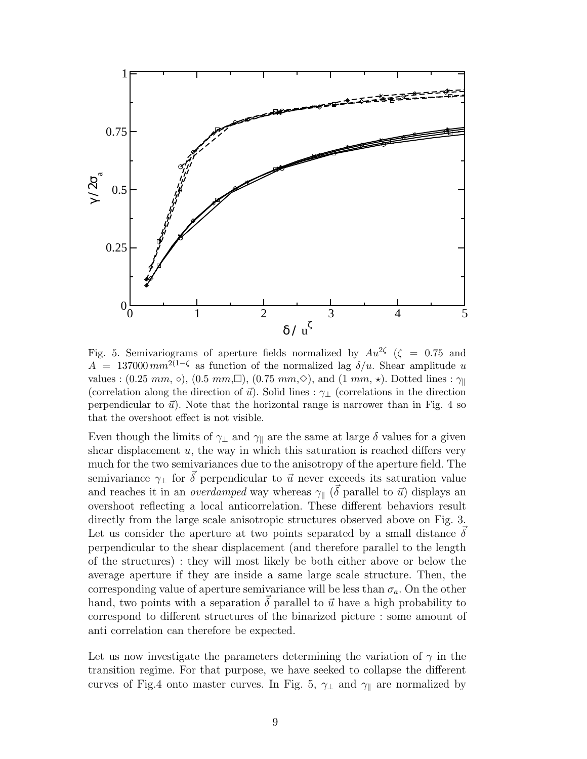Fig. 5. Semivariograms of aperture fields normalized by $Au^{2\zeta}$ ($\zeta = 0.75$ and $A = 137000\,mm^{2(1-\zeta}$ as function of the normalized lag $\delta/u$. Shear amplitude $u$ values : ($0.25\ mm$, $\circ$), ($0.5\ mm$,$\Box$), ($0.75\ mm$,$\Diamond$), and ($1\ mm$, $\star$). Dotted lines : $\gamma_{\parallel}$ (correlation along the direction of $\vec{u}$). Solid lines : $\gamma_{\perp}$ (correlations in the direction perpendicular to $\vec{u}$). Note that the horizontal range is narrower than in Fig. 4 so that the overshoot effect is not visible.

Even though the limits of $\gamma_{\perp}$ and $\gamma_{\parallel}$ are the same at large $\delta$ values for a given shear displacement $u$, the way in which this saturation is reached differs very much for the two semivariances due to the anisotropy of the aperture field. The semivariance $\gamma_{\perp}$ for $\vec{\delta}$ perpendicular to $\vec{u}$ never exceeds its saturation value and reaches it in an *overdamped* way whereas $\gamma_{\parallel}$ ($\vec{\delta}$ parallel to $\vec{u}$) displays an overshoot reflecting a local anticorrelation. These different behaviors result directly from the large scale anisotropic structures observed above on Fig. 3. Let us consider the aperture at two points separated by a small distance $\vec{\delta}$ perpendicular to the shear displacement (and therefore parallel to the length of the structures) : they will most likely be both either above or below the average aperture if they are inside a same large scale structure. Then, the corresponding value of aperture semivariance will be less than $\sigma_a$. On the other hand, two points with a separation $\vec{\delta}$ parallel to $\vec{u}$ have a high probability to correspond to different structures of the binarized picture : some amount of anti correlation can therefore be expected.

Let us now investigate the parameters determining the variation of $\gamma$ in the transition regime. For that purpose, we have seeked to collapse the different curves of Fig.4 onto master curves. In Fig. 5, $\gamma_{\perp}$ and $\gamma_{\parallel}$ are normalized by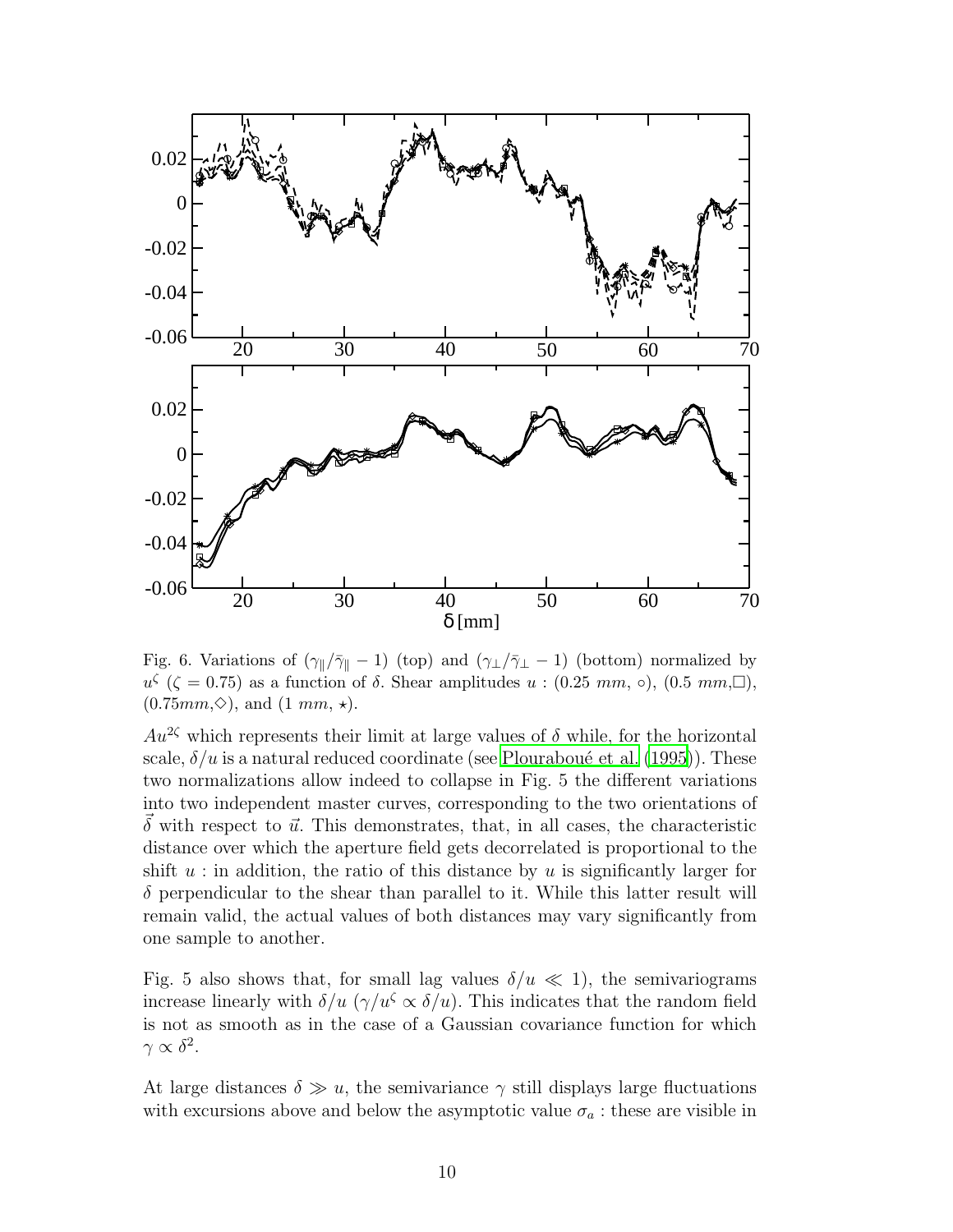Fig. 6. Variations of $(\gamma_{\|}/\bar{\gamma}_{\|} - 1)$ (top) and $(\gamma_{\perp}/\bar{\gamma}_{\perp} - 1)$ (bottom) normalized by $u^{\zeta}$ ($\zeta = 0.75$) as a function of $\delta$. Shear amplitudes $u$ : ($0.25$ $mm$, $\circ$), ($0.5$ $mm$,$\square$), ($0.75 mm$,$\diamond$), and ($1$ $mm$, $\star$).

$Au^{2\zeta}$ which represents their limit at large values of $\delta$ while, for the horizontal scale, $\delta/u$ is a natural reduced coordinate (see Plouraboué et al. (1995)). These two normalizations allow indeed to collapse in Fig. 5 the different variations into two independent master curves, corresponding to the two orientations of $\vec{\delta}$ with respect to $\vec{u}$. This demonstrates, that, in all cases, the characteristic distance over which the aperture field gets decorrelated is proportional to the shift $u$ : in addition, the ratio of this distance by $u$ is significantly larger for $\delta$ perpendicular to the shear than parallel to it. While this latter result will remain valid, the actual values of both distances may vary significantly from one sample to another.

Fig. 5 also shows that, for small lag values $\delta/u \ll 1$), the semivariograms increase linearly with $\delta/u$ ($\gamma/u^{\zeta} \propto \delta/u$). This indicates that the random field is not as smooth as in the case of a Gaussian covariance function for which $\gamma \propto \delta^2$.

At large distances $\delta \gg u$, the semivariance $\gamma$ still displays large fluctuations with excursions above and below the asymptotic value $\sigma_a$ : these are visible in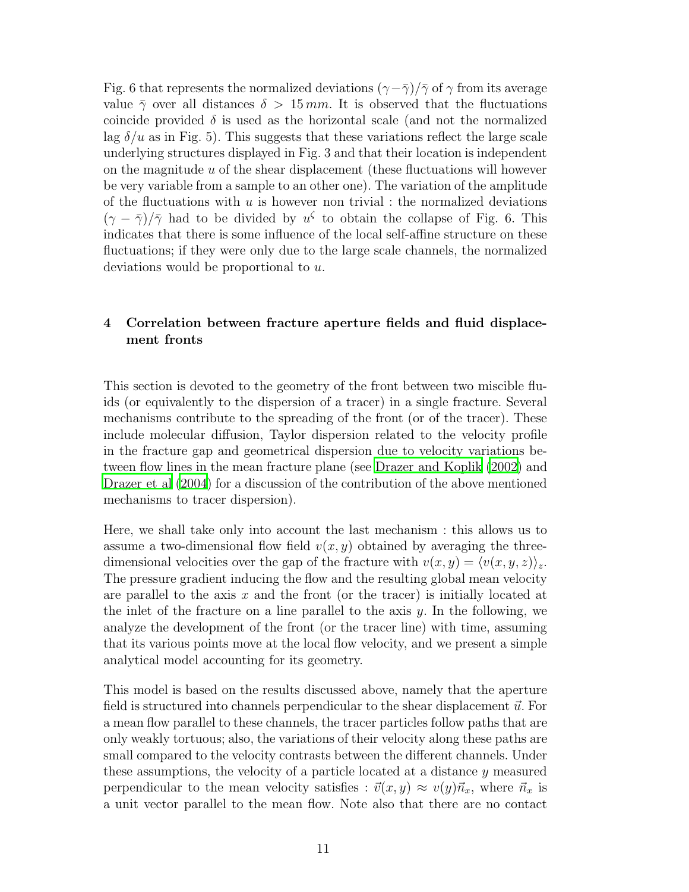Fig. 6 that represents the normalized deviations $(\gamma - \bar{\gamma})/\bar{\gamma}$ of $\gamma$ from its average value $\bar{\gamma}$ over all distances $\delta > 15\,mm$. It is observed that the fluctuations coincide provided $\delta$ is used as the horizontal scale (and not the normalized lag $\delta/u$ as in Fig. 5). This suggests that these variations reflect the large scale underlying structures displayed in Fig. 3 and that their location is independent on the magnitude $u$ of the shear displacement (these fluctuations will however be very variable from a sample to an other one). The variation of the amplitude of the fluctuations with $u$ is however non trivial : the normalized deviations $(\gamma - \bar{\gamma})/\bar{\gamma}$ had to be divided by $u^{\zeta}$ to obtain the collapse of Fig. 6. This indicates that there is some influence of the local self-affine structure on these fluctuations; if they were only due to the large scale channels, the normalized deviations would be proportional to $u$.

## 4 Correlation between fracture aperture fields and fluid displacement fronts

This section is devoted to the geometry of the front between two miscible fluids (or equivalently to the dispersion of a tracer) in a single fracture. Several mechanisms contribute to the spreading of the front (or of the tracer). These include molecular diffusion, Taylor dispersion related to the velocity profile in the fracture gap and geometrical dispersion due to velocity variations between flow lines in the mean fracture plane (see Drazer and Koplik (2002) and Drazer et al (2004) for a discussion of the contribution of the above mentioned mechanisms to tracer dispersion).

Here, we shall take only into account the last mechanism : this allows us to assume a two-dimensional flow field $v(x, y)$ obtained by averaging the three-dimensional velocities over the gap of the fracture with $v(x, y) = \langle v(x, y, z) \rangle_z$. The pressure gradient inducing the flow and the resulting global mean velocity are parallel to the axis $x$ and the front (or the tracer) is initially located at the inlet of the fracture on a line parallel to the axis $y$. In the following, we analyze the development of the front (or the tracer line) with time, assuming that its various points move at the local flow velocity, and we present a simple analytical model accounting for its geometry.

This model is based on the results discussed above, namely that the aperture field is structured into channels perpendicular to the shear displacement $\vec{u}$. For a mean flow parallel to these channels, the tracer particles follow paths that are only weakly tortuous; also, the variations of their velocity along these paths are small compared to the velocity contrasts between the different channels. Under these assumptions, the velocity of a particle located at a distance $y$ measured perpendicular to the mean velocity satisfies : $\vec{v}(x, y) \approx v(y)\vec{n}_x$, where $\vec{n}_x$ is a unit vector parallel to the mean flow. Note also that there are no contact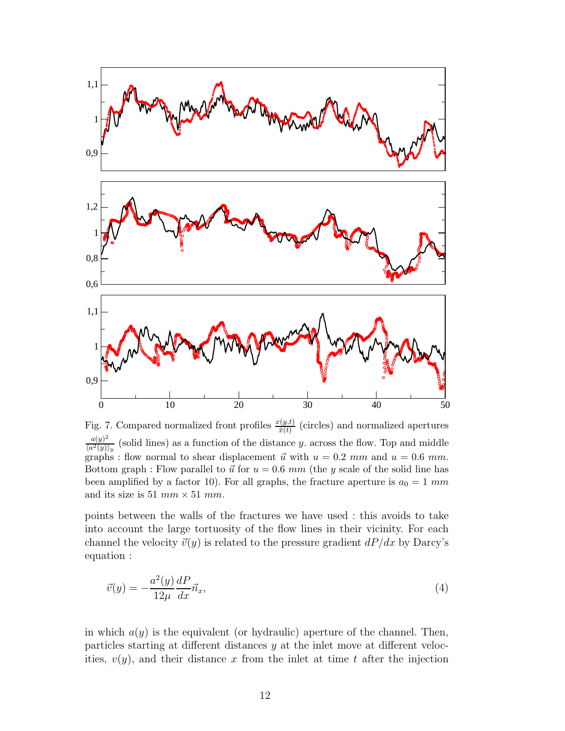Fig. 7. Compared normalized front profiles $\frac{x(y,t)}{\bar{x}(t)}$ (circles) and normalized apertures $\frac{a(y)^2}{\langle a^2(y)\rangle_y}$ (solid lines) as a function of the distance $y$. across the flow. Top and middle graphs : flow normal to shear displacement $\vec{u}$ with $u = 0.2\ mm$ and $u = 0.6\ mm$. Bottom graph : Flow parallel to $\vec{u}$ for $u = 0.6\ mm$ (the $y$ scale of the solid line has been amplified by a factor 10). For all graphs, the fracture aperture is $a_0 = 1\ mm$ and its size is $51\ mm \times 51\ mm$.

points between the walls of the fractures we have used : this avoids to take into account the large tortuosity of the flow lines in their vicinity. For each channel the velocity $\vec{v}(y)$ is related to the pressure gradient $dP/dx$ by Darcy's equation :

$$\vec{v}(y) = -\frac{a^2(y)}{12\mu}\frac{dP}{dx}\vec{n}_x, \tag{4}$$

in which $a(y)$ is the equivalent (or hydraulic) aperture of the channel. Then, particles starting at different distances $y$ at the inlet move at different velocities, $v(y)$, and their distance $x$ from the inlet at time $t$ after the injection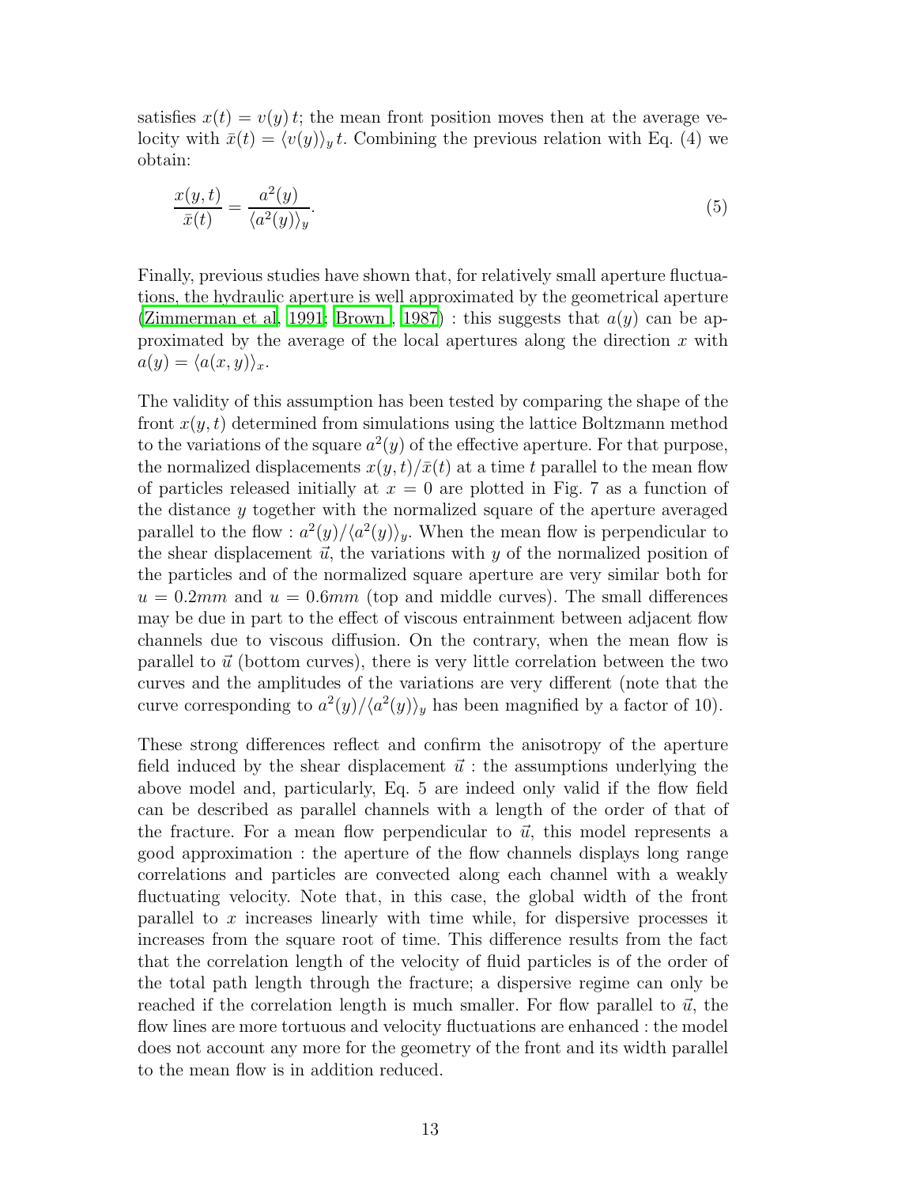satisfies $x(t) = v(y)\,t$; the mean front position moves then at the average velocity with $\bar{x}(t) = \langle v(y) \rangle_y \, t$. Combining the previous relation with Eq. (4) we obtain:

$$\frac{x(y,t)}{\bar{x}(t)} = \frac{a^2(y)}{\langle a^2(y) \rangle_y}. \tag{5}$$

Finally, previous studies have shown that, for relatively small aperture fluctuations, the hydraulic aperture is well approximated by the geometrical aperture (Zimmerman et al, 1991; Brown , 1987) : this suggests that $a(y)$ can be approximated by the average of the local apertures along the direction $x$ with $a(y) = \langle a(x,y) \rangle_x$.

The validity of this assumption has been tested by comparing the shape of the front $x(y,t)$ determined from simulations using the lattice Boltzmann method to the variations of the square $a^2(y)$ of the effective aperture. For that purpose, the normalized displacements $x(y,t)/\bar{x}(t)$ at a time $t$ parallel to the mean flow of particles released initially at $x = 0$ are plotted in Fig. 7 as a function of the distance $y$ together with the normalized square of the aperture averaged parallel to the flow : $a^2(y)/\langle a^2(y) \rangle_y$. When the mean flow is perpendicular to the shear displacement $\vec{u}$, the variations with $y$ of the normalized position of the particles and of the normalized square aperture are very similar both for $u = 0.2mm$ and $u = 0.6mm$ (top and middle curves). The small differences may be due in part to the effect of viscous entrainment between adjacent flow channels due to viscous diffusion. On the contrary, when the mean flow is parallel to $\vec{u}$ (bottom curves), there is very little correlation between the two curves and the amplitudes of the variations are very different (note that the curve corresponding to $a^2(y)/\langle a^2(y) \rangle_y$ has been magnified by a factor of 10).

These strong differences reflect and confirm the anisotropy of the aperture field induced by the shear displacement $\vec{u}$ : the assumptions underlying the above model and, particularly, Eq. 5 are indeed only valid if the flow field can be described as parallel channels with a length of the order of that of the fracture. For a mean flow perpendicular to $\vec{u}$, this model represents a good approximation : the aperture of the flow channels displays long range correlations and particles are convected along each channel with a weakly fluctuating velocity. Note that, in this case, the global width of the front parallel to $x$ increases linearly with time while, for dispersive processes it increases from the square root of time. This difference results from the fact that the correlation length of the velocity of fluid particles is of the order of the total path length through the fracture; a dispersive regime can only be reached if the correlation length is much smaller. For flow parallel to $\vec{u}$, the flow lines are more tortuous and velocity fluctuations are enhanced : the model does not account any more for the geometry of the front and its width parallel to the mean flow is in addition reduced.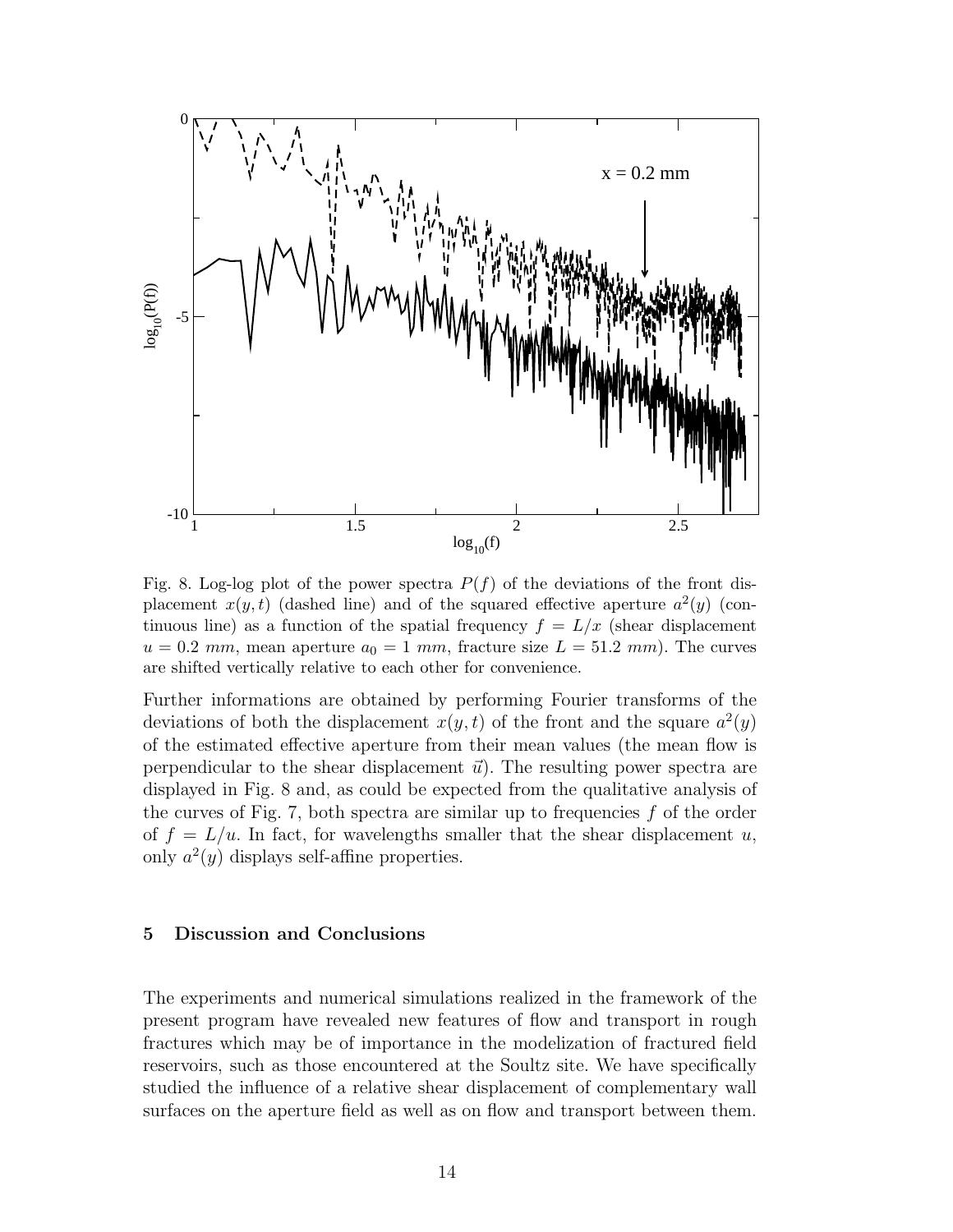Fig. 8. Log-log plot of the power spectra $P(f)$ of the deviations of the front displacement $x(y,t)$ (dashed line) and of the squared effective aperture $a^2(y)$ (continuous line) as a function of the spatial frequency $f = L/x$ (shear displacement $u = 0.2$ $mm$, mean aperture $a_0 = 1$ $mm$, fracture size $L = 51.2$ $mm$). The curves are shifted vertically relative to each other for convenience.

Further informations are obtained by performing Fourier transforms of the deviations of both the displacement $x(y,t)$ of the front and the square $a^2(y)$ of the estimated effective aperture from their mean values (the mean flow is perpendicular to the shear displacement $\vec{u}$). The resulting power spectra are displayed in Fig. 8 and, as could be expected from the qualitative analysis of the curves of Fig. 7, both spectra are similar up to frequencies $f$ of the order of $f = L/u$. In fact, for wavelengths smaller that the shear displacement $u$, only $a^2(y)$ displays self-affine properties.

## 5 Discussion and Conclusions

The experiments and numerical simulations realized in the framework of the present program have revealed new features of flow and transport in rough fractures which may be of importance in the modelization of fractured field reservoirs, such as those encountered at the Soultz site. We have specifically studied the influence of a relative shear displacement of complementary wall surfaces on the aperture field as well as on flow and transport between them.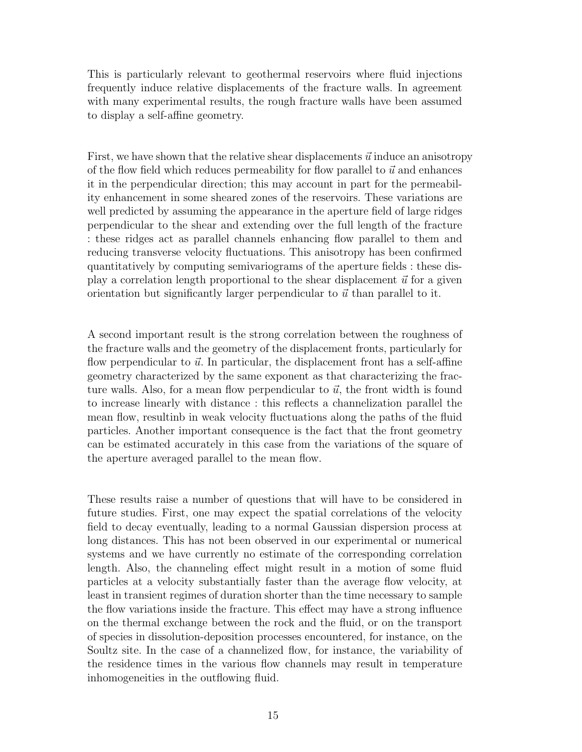This is particularly relevant to geothermal reservoirs where fluid injections frequently induce relative displacements of the fracture walls. In agreement with many experimental results, the rough fracture walls have been assumed to display a self-affine geometry.

First, we have shown that the relative shear displacements $\vec{u}$ induce an anisotropy of the flow field which reduces permeability for flow parallel to $\vec{u}$ and enhances it in the perpendicular direction; this may account in part for the permeability enhancement in some sheared zones of the reservoirs. These variations are well predicted by assuming the appearance in the aperture field of large ridges perpendicular to the shear and extending over the full length of the fracture : these ridges act as parallel channels enhancing flow parallel to them and reducing transverse velocity fluctuations. This anisotropy has been confirmed quantitatively by computing semivariograms of the aperture fields : these display a correlation length proportional to the shear displacement $\vec{u}$ for a given orientation but significantly larger perpendicular to $\vec{u}$ than parallel to it.

A second important result is the strong correlation between the roughness of the fracture walls and the geometry of the displacement fronts, particularly for flow perpendicular to $\vec{u}$. In particular, the displacement front has a self-affine geometry characterized by the same exponent as that characterizing the fracture walls. Also, for a mean flow perpendicular to $\vec{u}$, the front width is found to increase linearly with distance : this reflects a channelization parallel the mean flow, resultinb in weak velocity fluctuations along the paths of the fluid particles. Another important consequence is the fact that the front geometry can be estimated accurately in this case from the variations of the square of the aperture averaged parallel to the mean flow.

These results raise a number of questions that will have to be considered in future studies. First, one may expect the spatial correlations of the velocity field to decay eventually, leading to a normal Gaussian dispersion process at long distances. This has not been observed in our experimental or numerical systems and we have currently no estimate of the corresponding correlation length. Also, the channeling effect might result in a motion of some fluid particles at a velocity substantially faster than the average flow velocity, at least in transient regimes of duration shorter than the time necessary to sample the flow variations inside the fracture. This effect may have a strong influence on the thermal exchange between the rock and the fluid, or on the transport of species in dissolution-deposition processes encountered, for instance, on the Soultz site. In the case of a channelized flow, for instance, the variability of the residence times in the various flow channels may result in temperature inhomogeneities in the outflowing fluid.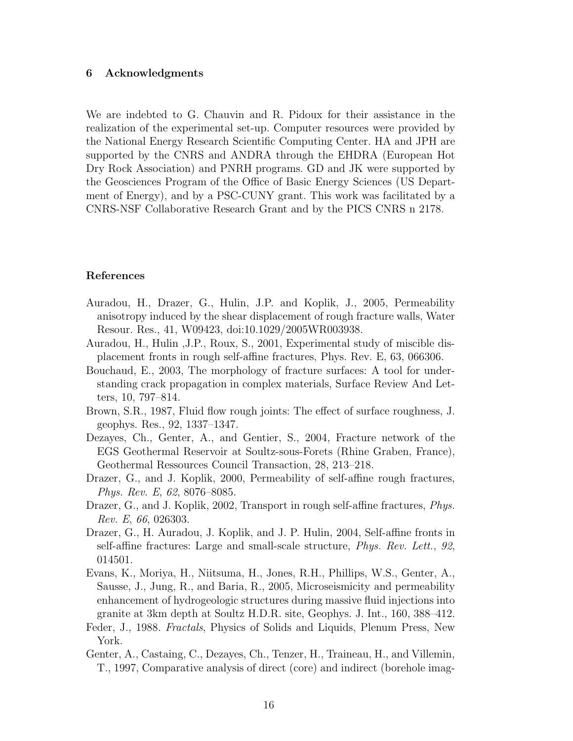## 6 Acknowledgments

We are indebted to G. Chauvin and R. Pidoux for their assistance in the realization of the experimental set-up. Computer resources were provided by the National Energy Research Scientific Computing Center. HA and JPH are supported by the CNRS and ANDRA through the EHDRA (European Hot Dry Rock Association) and PNRH programs. GD and JK were supported by the Geosciences Program of the Office of Basic Energy Sciences (US Department of Energy), and by a PSC-CUNY grant. This work was facilitated by a CNRS-NSF Collaborative Research Grant and by the PICS CNRS n 2178.

## References

Auradou, H., Drazer, G., Hulin, J.P. and Koplik, J., 2005, Permeability anisotropy induced by the shear displacement of rough fracture walls, Water Resour. Res., 41, W09423, doi:10.1029/2005WR003938.

Auradou, H., Hulin ,J.P., Roux, S., 2001, Experimental study of miscible displacement fronts in rough self-affine fractures, Phys. Rev. E, 63, 066306.

Bouchaud, E., 2003, The morphology of fracture surfaces: A tool for understanding crack propagation in complex materials, Surface Review And Letters, 10, 797–814.

Brown, S.R., 1987, Fluid flow rough joints: The effect of surface roughness, J. geophys. Res., 92, 1337–1347.

Dezayes, Ch., Genter, A., and Gentier, S., 2004, Fracture network of the EGS Geothermal Reservoir at Soultz-sous-Forets (Rhine Graben, France), Geothermal Ressources Council Transaction, 28, 213–218.

Drazer, G., and J. Koplik, 2000, Permeability of self-affine rough fractures, *Phys. Rev. E*, *62*, 8076–8085.

Drazer, G., and J. Koplik, 2002, Transport in rough self-affine fractures, *Phys. Rev. E*, *66*, 026303.

Drazer, G., H. Auradou, J. Koplik, and J. P. Hulin, 2004, Self-affine fronts in self-affine fractures: Large and small-scale structure, *Phys. Rev. Lett.*, *92*, 014501.

Evans, K., Moriya, H., Niitsuma, H., Jones, R.H., Phillips, W.S., Genter, A., Sausse, J., Jung, R., and Baria, R., 2005, Microseismicity and permeability enhancement of hydrogeologic structures during massive fluid injections into granite at 3km depth at Soultz H.D.R. site, Geophys. J. Int., 160, 388–412.

Feder, J., 1988. *Fractals*, Physics of Solids and Liquids, Plenum Press, New York.

Genter, A., Castaing, C., Dezayes, Ch., Tenzer, H., Traineau, H., and Villemin, T., 1997, Comparative analysis of direct (core) and indirect (borehole imag-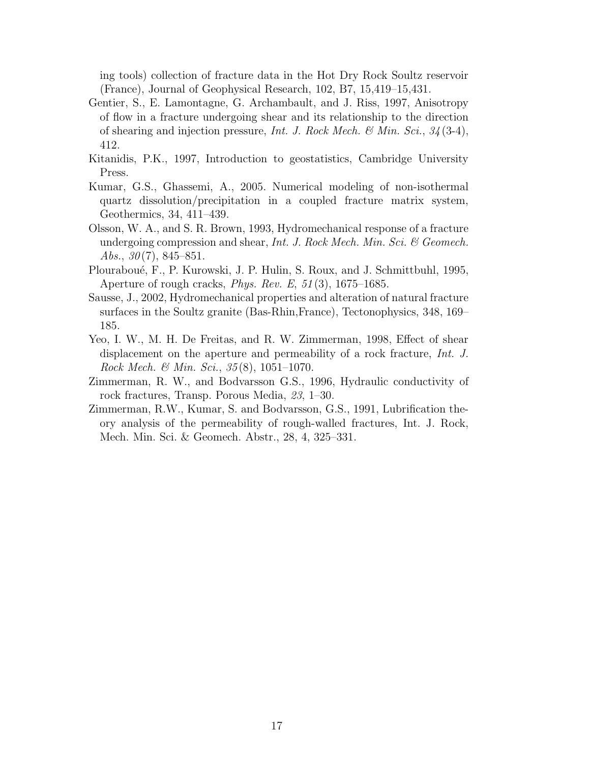ing tools) collection of fracture data in the Hot Dry Rock Soultz reservoir (France), Journal of Geophysical Research, 102, B7, 15,419–15,431.

Gentier, S., E. Lamontagne, G. Archambault, and J. Riss, 1997, Anisotropy of flow in a fracture undergoing shear and its relationship to the direction of shearing and injection pressure, *Int. J. Rock Mech. & Min. Sci.*, *34*(3-4), 412.

Kitanidis, P.K., 1997, Introduction to geostatistics, Cambridge University Press.

Kumar, G.S., Ghassemi, A., 2005. Numerical modeling of non-isothermal quartz dissolution/precipitation in a coupled fracture matrix system, Geothermics, 34, 411–439.

Olsson, W. A., and S. R. Brown, 1993, Hydromechanical response of a fracture undergoing compression and shear, *Int. J. Rock Mech. Min. Sci. & Geomech. Abs.*, *30*(7), 845–851.

Plouraboué, F., P. Kurowski, J. P. Hulin, S. Roux, and J. Schmittbuhl, 1995, Aperture of rough cracks, *Phys. Rev. E*, *51*(3), 1675–1685.

Sausse, J., 2002, Hydromechanical properties and alteration of natural fracture surfaces in the Soultz granite (Bas-Rhin,France), Tectonophysics, 348, 169–185.

Yeo, I. W., M. H. De Freitas, and R. W. Zimmerman, 1998, Effect of shear displacement on the aperture and permeability of a rock fracture, *Int. J. Rock Mech. & Min. Sci.*, *35*(8), 1051–1070.

Zimmerman, R. W., and Bodvarsson G.S., 1996, Hydraulic conductivity of rock fractures, Transp. Porous Media, *23*, 1–30.

Zimmerman, R.W., Kumar, S. and Bodvarsson, G.S., 1991, Lubrification theory analysis of the permeability of rough-walled fractures, Int. J. Rock, Mech. Min. Sci. & Geomech. Abstr., 28, 4, 325–331.